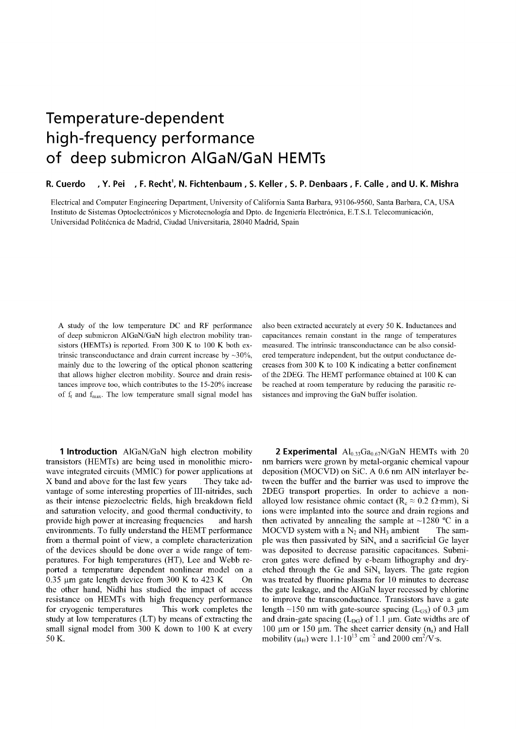# Temperature-dependent high-frequency performance of deep submicron AlGaN/GaN HEMTs

**R. Cuerdo , Y. Pei , F. Recht[1], N. Fichtenbaum , S. Keller , S. P. Denbaars , F. Calle , and U. K. Mishra**

Electrical and Computer Engineering Department, University of California Santa Barbara, 93106-9560, Santa Barbara, CA, USA
Instituto de Sistemas Optoelectrónicos y Microtecnología and Dpto. de Ingeniería Electrónica, E.T.S.I. Telecomunicación, Universidad Politécnica de Madrid, Ciudad Universitaria, 28040 Madrid, Spain

A study of the low temperature DC and RF performance of deep submicron AlGaN/GaN high electron mobility transistors (HEMTs) is reported. From 300 K to 100 K both extrinsic transconductance and drain current increase by ~30%, mainly due to the lowering of the optical phonon scattering that allows higher electron mobility. Source and drain resistances improve too, which contributes to the 15-20% increase of $f_t$ and $f_{max}$. The low temperature small signal model has also been extracted accurately at every 50 K. Inductances and capacitances remain constant in the range of temperatures measured. The intrinsic transconductance can be also considered temperature independent, but the output conductance decreases from 300 K to 100 K indicating a better confinement of the 2DEG. The HEMT performance obtained at 100 K can be reached at room temperature by reducing the parasitic resistances and improving the GaN buffer isolation.

**1 Introduction** AlGaN/GaN high electron mobility transistors (HEMTs) are being used in monolithic microwave integrated circuits (MMIC) for power applications at X band and above for the last few years . They take advantage of some interesting properties of III-nitrides, such as their intense piezoelectric fields, high breakdown field and saturation velocity, and good thermal conductivity, to provide high power at increasing frequencies and harsh environments. To fully understand the HEMT performance from a thermal point of view, a complete characterization of the devices should be done over a wide range of temperatures. For high temperatures (HT), Lee and Webb reported a temperature dependent nonlinear model on a 0.35 μm gate length device from 300 K to 423 K On the other hand, Nidhi has studied the impact of access resistance on HEMTs with high frequency performance for cryogenic temperatures This work completes the study at low temperatures (LT) by means of extracting the small signal model from 300 K down to 100 K at every 50 K.

**2 Experimental** $Al_{0.33}Ga_{0.67}N$/GaN HEMTs with 20 nm barriers were grown by metal-organic chemical vapour deposition (MOCVD) on SiC. A 0.6 nm AlN interlayer between the buffer and the barrier was used to improve the 2DEG transport properties. In order to achieve a non-alloyed low resistance ohmic contact ($R_c \approx 0.2$ Ω·mm), Si ions were implanted into the source and drain regions and then activated by annealing the sample at ~1280 ºC in a MOCVD system with a $N_2$ and $NH_3$ ambient The sample was then passivated by $SiN_x$ and a sacrificial Ge layer was deposited to decrease parasitic capacitances. Submicron gates were defined by e-beam lithography and dry-etched through the Ge and $SiN_x$ layers. The gate region was treated by fluorine plasma for 10 minutes to decrease the gate leakage, and the AlGaN layer recessed by chlorine to improve the transconductance. Transistors have a gate length ~150 nm with gate-source spacing ($L_{GS}$) of 0.3 μm and drain-gate spacing ($L_{DG}$) of 1.1 μm. Gate widths are of 100 μm or 150 μm. The sheet carrier density ($n_s$) and Hall mobility ($\mu_H$) were $1.1 \cdot 10^{13}$ cm$^{-2}$ and 2000 cm$^2$/V·s.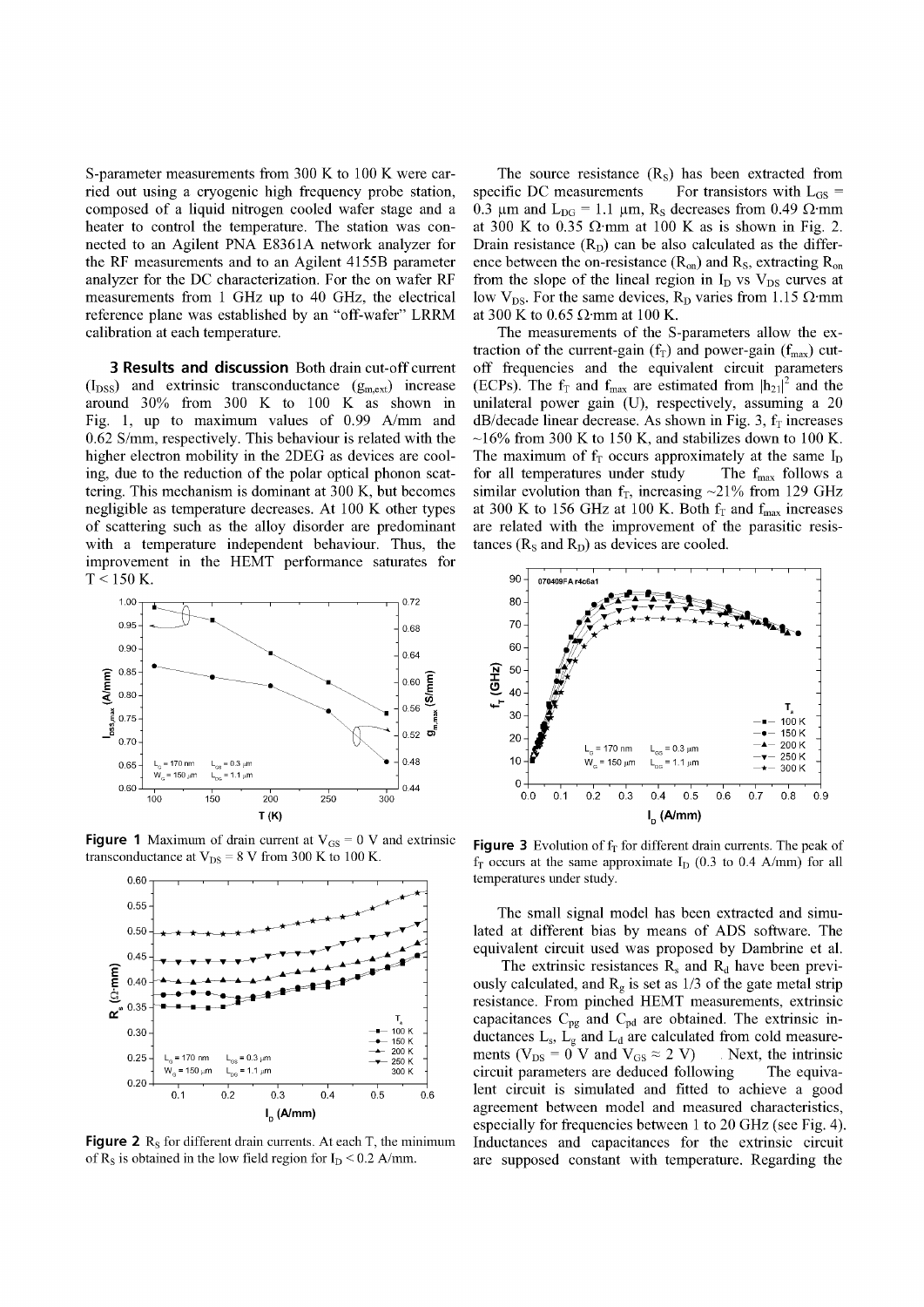S-parameter measurements from 300 K to 100 K were carried out using a cryogenic high frequency probe station, composed of a liquid nitrogen cooled wafer stage and a heater to control the temperature. The station was connected to an Agilent PNA E8361A network analyzer for the RF measurements and to an Agilent 4155B parameter analyzer for the DC characterization. For the on wafer RF measurements from 1 GHz up to 40 GHz, the electrical reference plane was established by an "off-wafer" LRRM calibration at each temperature.

## 3 Results and discussion

Both drain cut-off current ($I_{DSS}$) and extrinsic transconductance ($g_{m,ext}$) increase around 30% from 300 K to 100 K as shown in Fig. 1, up to maximum values of 0.99 A/mm and 0.62 S/mm, respectively. This behaviour is related with the higher electron mobility in the 2DEG as devices are cooling, due to the reduction of the polar optical phonon scattering. This mechanism is dominant at 300 K, but becomes negligible as temperature decreases. At 100 K other types of scattering such as the alloy disorder are predominant with a temperature independent behaviour. Thus, the improvement in the HEMT performance saturates for T < 150 K.

**Figure 1** Maximum of drain current at $V_{GS}$ = 0 V and extrinsic transconductance at $V_{DS}$ = 8 V from 300 K to 100 K.

**Figure 2** $R_S$ for different drain currents. At each T, the minimum of $R_S$ is obtained in the low field region for $I_D$ < 0.2 A/mm.

The source resistance ($R_S$) has been extracted from specific DC measurements For transistors with $L_{GS}$ = 0.3 μm and $L_{DG}$ = 1.1 μm, $R_S$ decreases from 0.49 Ω·mm at 300 K to 0.35 Ω·mm at 100 K as is shown in Fig. 2. Drain resistance ($R_D$) can be also calculated as the difference between the on-resistance ($R_{on}$) and $R_S$, extracting $R_{on}$ from the slope of the lineal region in $I_D$ vs $V_{DS}$ curves at low $V_{DS}$. For the same devices, $R_D$ varies from 1.15 Ω·mm at 300 K to 0.65 Ω·mm at 100 K.

The measurements of the S-parameters allow the extraction of the current-gain ($f_T$) and power-gain ($f_{max}$) cut-off frequencies and the equivalent circuit parameters (ECPs). The $f_T$ and $f_{max}$ are estimated from $|h_{21}|^2$ and the unilateral power gain (U), respectively, assuming a 20 dB/decade linear decrease. As shown in Fig. 3, $f_T$ increases ~16% from 300 K to 150 K, and stabilizes down to 100 K. The maximum of $f_T$ occurs approximately at the same $I_D$ for all temperatures under study The $f_{max}$ follows a similar evolution than $f_T$, increasing ~21% from 129 GHz at 300 K to 156 GHz at 100 K. Both $f_T$ and $f_{max}$ increases are related with the improvement of the parasitic resistances ($R_S$ and $R_D$) as devices are cooled.

**Figure 3** Evolution of $f_T$ for different drain currents. The peak of $f_T$ occurs at the same approximate $I_D$ (0.3 to 0.4 A/mm) for all temperatures under study.

The small signal model has been extracted and simulated at different bias by means of ADS software. The equivalent circuit used was proposed by Dambrine et al.

The extrinsic resistances $R_s$ and $R_d$ have been previously calculated, and $R_g$ is set as 1/3 of the gate metal strip resistance. From pinched HEMT measurements, extrinsic capacitances $C_{pg}$ and $C_{pd}$ are obtained. The extrinsic inductances $L_s$, $L_g$ and $L_d$ are calculated from cold measurements ($V_{DS}$ = 0 V and $V_{GS}$ ≈ 2 V) . Next, the intrinsic circuit parameters are deduced following The equivalent circuit is simulated and fitted to achieve a good agreement between model and measured characteristics, especially for frequencies between 1 to 20 GHz (see Fig. 4). Inductances and capacitances for the extrinsic circuit are supposed constant with temperature. Regarding the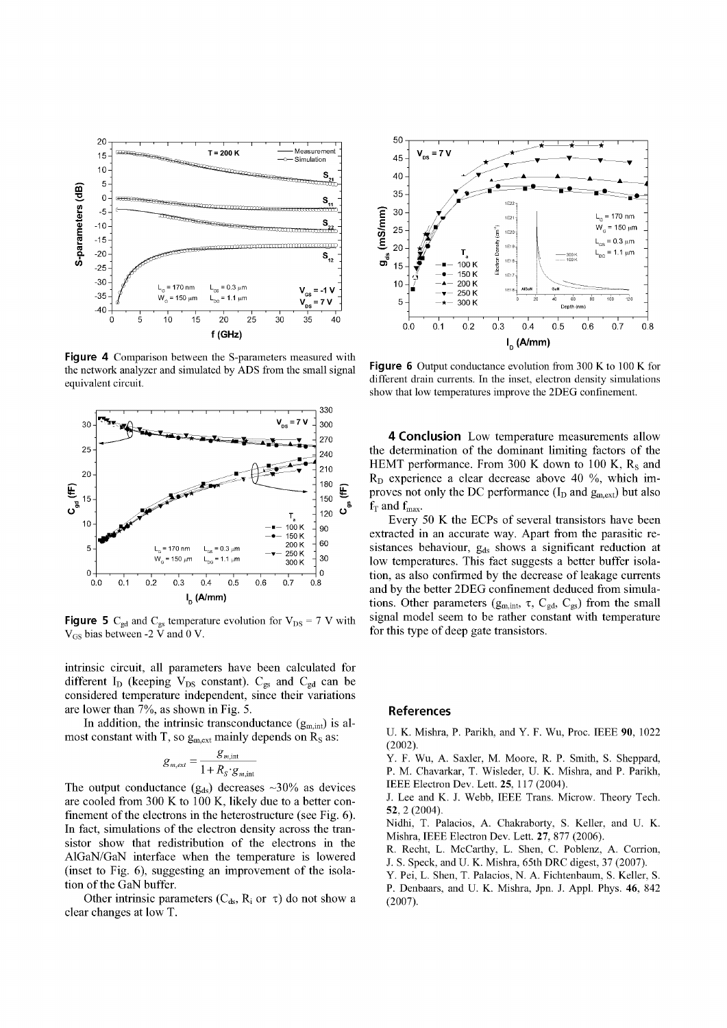**Figure 4** Comparison between the S-parameters measured with the network analyzer and simulated by ADS from the small signal equivalent circuit.

**Figure 5** $C_{gd}$ and $C_{gs}$ temperature evolution for $V_{DS}$ = 7 V with $V_{GS}$ bias between -2 V and 0 V.

intrinsic circuit, all parameters have been calculated for different $I_D$ (keeping $V_{DS}$ constant). $C_{gs}$ and $C_{gd}$ can be considered temperature independent, since their variations are lower than 7%, as shown in Fig. 5.

In addition, the intrinsic transconductance ($g_{m,int}$) is almost constant with T, so $g_{m,ext}$ mainly depends on $R_S$ as:

$$g_{m,ext} = \frac{g_{m,\text{int}}}{1 + R_S \cdot g_{m,\text{int}}}$$

The output conductance ($g_{ds}$) decreases ~30% as devices are cooled from 300 K to 100 K, likely due to a better confinement of the electrons in the heterostructure (see Fig. 6). In fact, simulations of the electron density across the transistor show that redistribution of the electrons in the AlGaN/GaN interface when the temperature is lowered (inset to Fig. 6), suggesting an improvement of the isolation of the GaN buffer.

Other intrinsic parameters ($C_{ds}$, $R_i$ or $\tau$) do not show a clear changes at low T.

**Figure 6** Output conductance evolution from 300 K to 100 K for different drain currents. In the inset, electron density simulations show that low temperatures improve the 2DEG confinement.

## 4 Conclusion

Low temperature measurements allow the determination of the dominant limiting factors of the HEMT performance. From 300 K down to 100 K, $R_S$ and $R_D$ experience a clear decrease above 40 %, which improves not only the DC performance ($I_D$ and $g_{m,ext}$) but also $f_T$ and $f_{max}$.

Every 50 K the ECPs of several transistors have been extracted in an accurate way. Apart from the parasitic resistances behaviour, $g_{ds}$ shows a significant reduction at low temperatures. This fact suggests a better buffer isolation, as also confirmed by the decrease of leakage currents and by the better 2DEG confinement deduced from simulations. Other parameters ($g_{m,int}$, $\tau$, $C_{gd}$, $C_{gs}$) from the small signal model seem to be rather constant with temperature for this type of deep gate transistors.

## References

U. K. Mishra, P. Parikh, and Y. F. Wu, Proc. IEEE **90**, 1022 (2002).

Y. F. Wu, A. Saxler, M. Moore, R. P. Smith, S. Sheppard, P. M. Chavarkar, T. Wisleder, U. K. Mishra, and P. Parikh, IEEE Electron Dev. Lett. **25**, 117 (2004).

J. Lee and K. J. Webb, IEEE Trans. Microw. Theory Tech. **52**, 2 (2004).

Nidhi, T. Palacios, A. Chakraborty, S. Keller, and U. K. Mishra, IEEE Electron Dev. Lett. **27**, 877 (2006).

R. Recht, L. McCarthy, L. Shen, C. Poblenz, A. Corrion, J. S. Speck, and U. K. Mishra, 65th DRC digest, 37 (2007).

Y. Pei, L. Shen, T. Palacios, N. A. Fichtenbaum, S. Keller, S. P. Denbaars, and U. K. Mishra, Jpn. J. Appl. Phys. **46**, 842 (2007).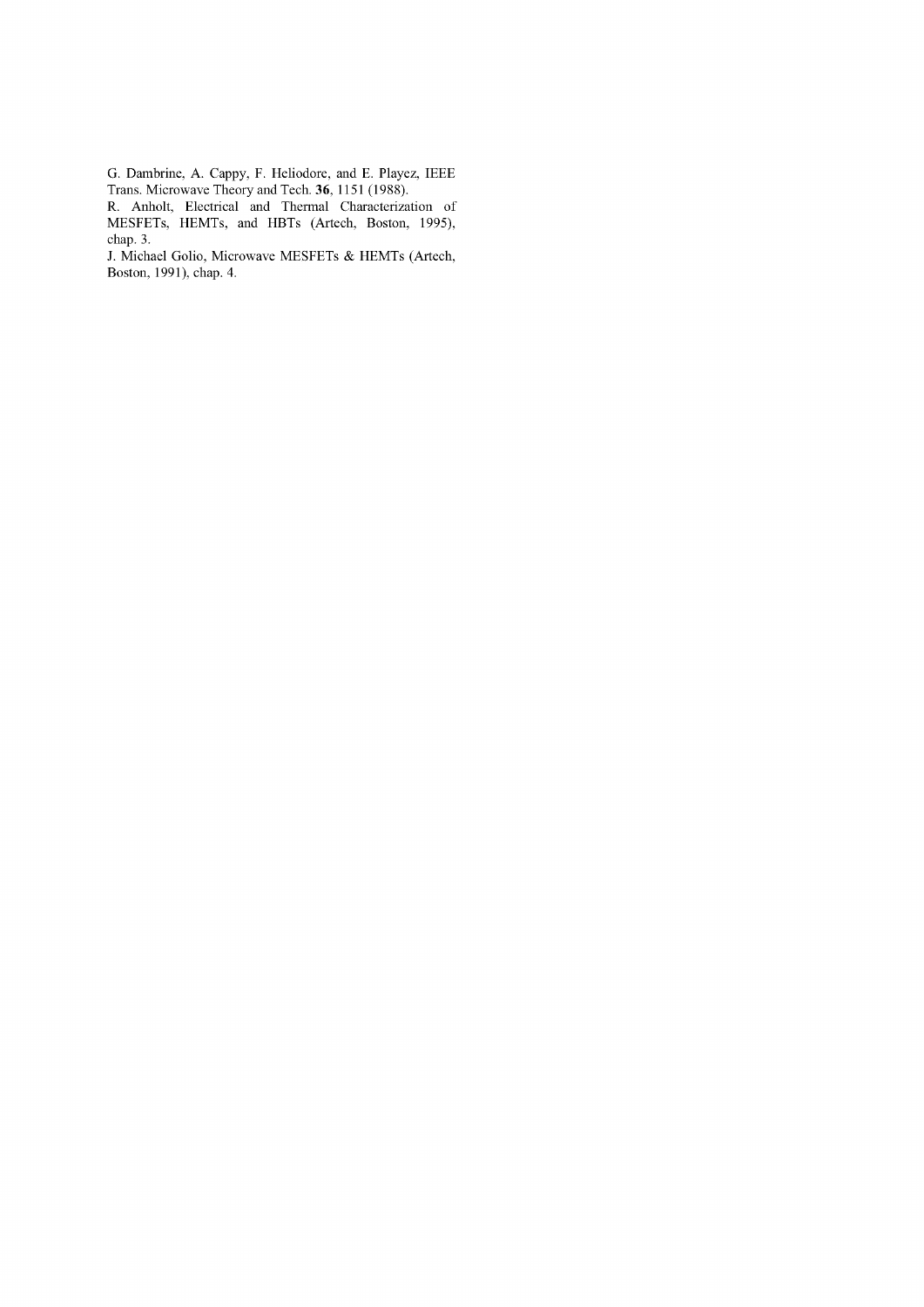G. Dambrine, A. Cappy, F. Heliodore, and E. Playez, IEEE Trans. Microwave Theory and Tech. **36**, 1151 (1988).

R. Anholt, Electrical and Thermal Characterization of MESFETs, HEMTs, and HBTs (Artech, Boston, 1995), chap. 3.

J. Michael Golio, Microwave MESFETs & HEMTs (Artech, Boston, 1991), chap. 4.